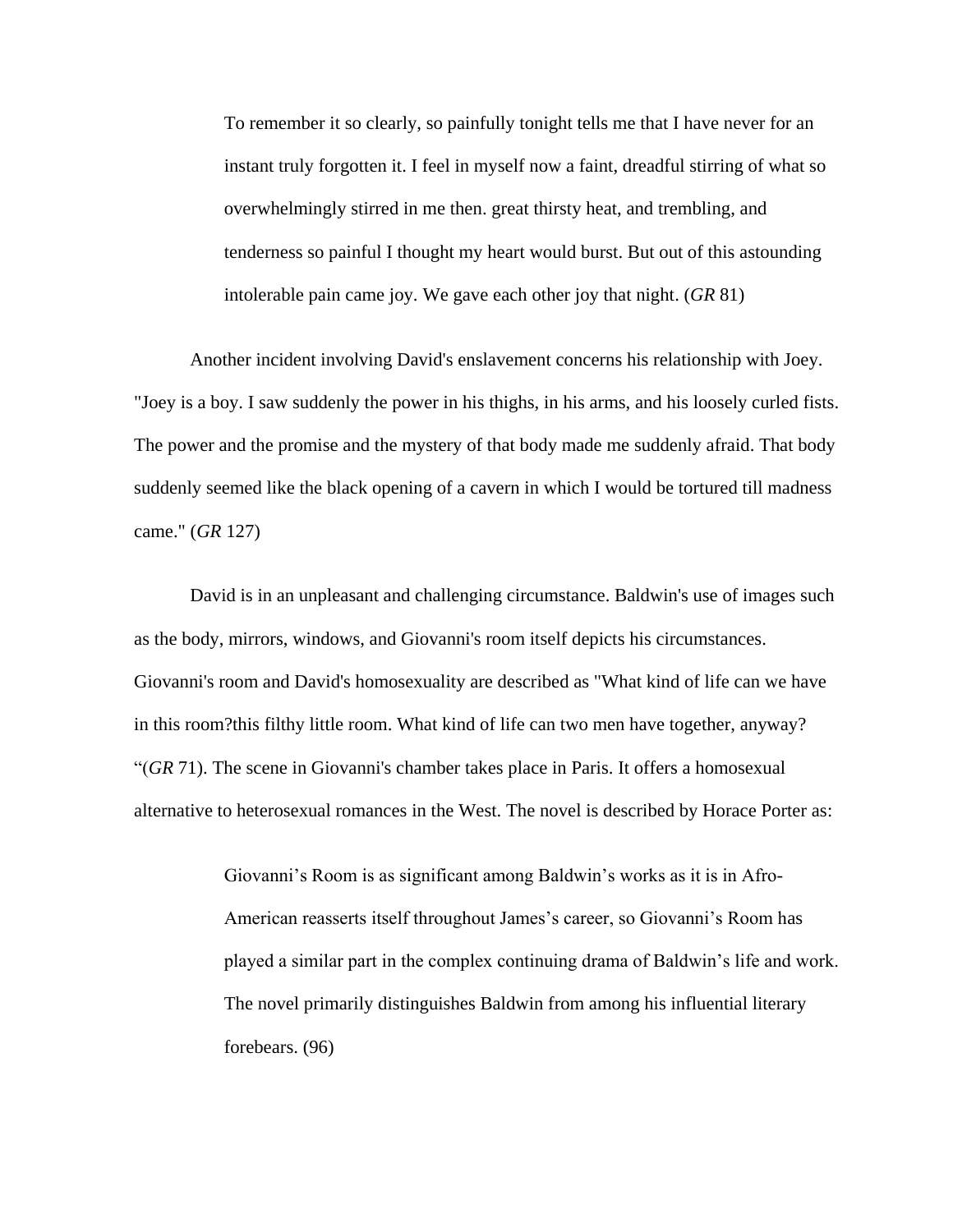> To remember it so clearly, so painfully tonight tells me that I have never for an instant truly forgotten it. I feel in myself now a faint, dreadful stirring of what so overwhelmingly stirred in me then. great thirsty heat, and trembling, and tenderness so painful I thought my heart would burst. But out of this astounding intolerable pain came joy. We gave each other joy that night. (*GR* 81)

Another incident involving David's enslavement concerns his relationship with Joey. "Joey is a boy. I saw suddenly the power in his thighs, in his arms, and his loosely curled fists. The power and the promise and the mystery of that body made me suddenly afraid. That body suddenly seemed like the black opening of a cavern in which I would be tortured till madness came." (*GR* 127)

David is in an unpleasant and challenging circumstance. Baldwin's use of images such as the body, mirrors, windows, and Giovanni's room itself depicts his circumstances. Giovanni's room and David's homosexuality are described as "What kind of life can we have in this room?this filthy little room. What kind of life can two men have together, anyway? "(*GR* 71). The scene in Giovanni's chamber takes place in Paris. It offers a homosexual alternative to heterosexual romances in the West. The novel is described by Horace Porter as:

> Giovanni's Room is as significant among Baldwin's works as it is in Afro-American reasserts itself throughout James's career, so Giovanni's Room has played a similar part in the complex continuing drama of Baldwin's life and work. The novel primarily distinguishes Baldwin from among his influential literary forebears. (96)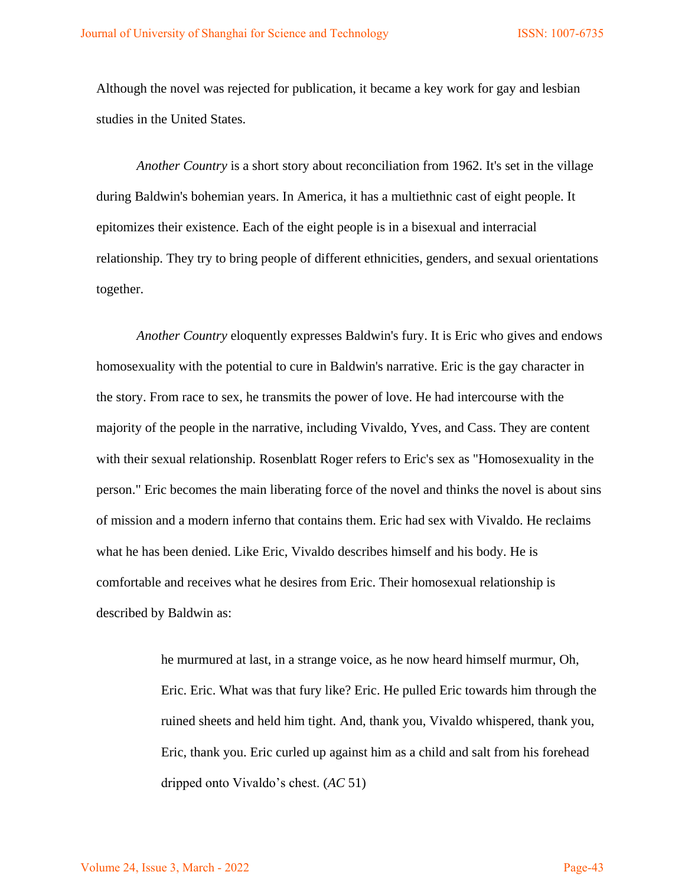Although the novel was rejected for publication, it became a key work for gay and lesbian studies in the United States.

*Another Country* is a short story about reconciliation from 1962. It's set in the village during Baldwin's bohemian years. In America, it has a multiethnic cast of eight people. It epitomizes their existence. Each of the eight people is in a bisexual and interracial relationship. They try to bring people of different ethnicities, genders, and sexual orientations together.

*Another Country* eloquently expresses Baldwin's fury. It is Eric who gives and endows homosexuality with the potential to cure in Baldwin's narrative. Eric is the gay character in the story. From race to sex, he transmits the power of love. He had intercourse with the majority of the people in the narrative, including Vivaldo, Yves, and Cass. They are content with their sexual relationship. Rosenblatt Roger refers to Eric's sex as "Homosexuality in the person." Eric becomes the main liberating force of the novel and thinks the novel is about sins of mission and a modern inferno that contains them. Eric had sex with Vivaldo. He reclaims what he has been denied. Like Eric, Vivaldo describes himself and his body. He is comfortable and receives what he desires from Eric. Their homosexual relationship is described by Baldwin as:

> he murmured at last, in a strange voice, as he now heard himself murmur, Oh, Eric. Eric. What was that fury like? Eric. He pulled Eric towards him through the ruined sheets and held him tight. And, thank you, Vivaldo whispered, thank you, Eric, thank you. Eric curled up against him as a child and salt from his forehead dripped onto Vivaldo's chest. (*AC* 51)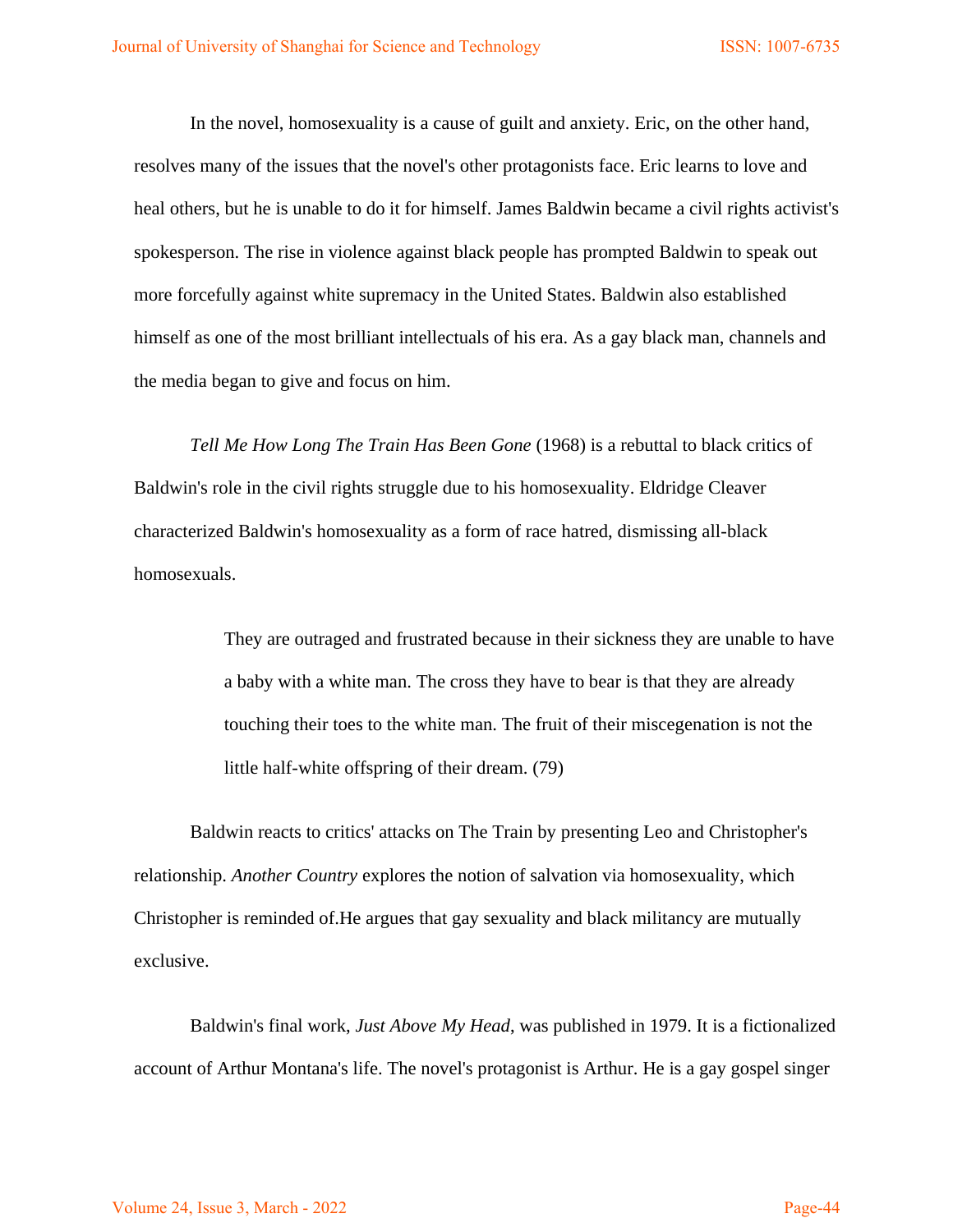In the novel, homosexuality is a cause of guilt and anxiety. Eric, on the other hand, resolves many of the issues that the novel's other protagonists face. Eric learns to love and heal others, but he is unable to do it for himself. James Baldwin became a civil rights activist's spokesperson. The rise in violence against black people has prompted Baldwin to speak out more forcefully against white supremacy in the United States. Baldwin also established himself as one of the most brilliant intellectuals of his era. As a gay black man, channels and the media began to give and focus on him.

*Tell Me How Long The Train Has Been Gone* (1968) is a rebuttal to black critics of Baldwin's role in the civil rights struggle due to his homosexuality. Eldridge Cleaver characterized Baldwin's homosexuality as a form of race hatred, dismissing all-black homosexuals.

> They are outraged and frustrated because in their sickness they are unable to have a baby with a white man. The cross they have to bear is that they are already touching their toes to the white man. The fruit of their miscegenation is not the little half-white offspring of their dream. (79)

Baldwin reacts to critics' attacks on The Train by presenting Leo and Christopher's relationship. *Another Country* explores the notion of salvation via homosexuality, which Christopher is reminded of.He argues that gay sexuality and black militancy are mutually exclusive.

Baldwin's final work, *Just Above My Head*, was published in 1979. It is a fictionalized account of Arthur Montana's life. The novel's protagonist is Arthur. He is a gay gospel singer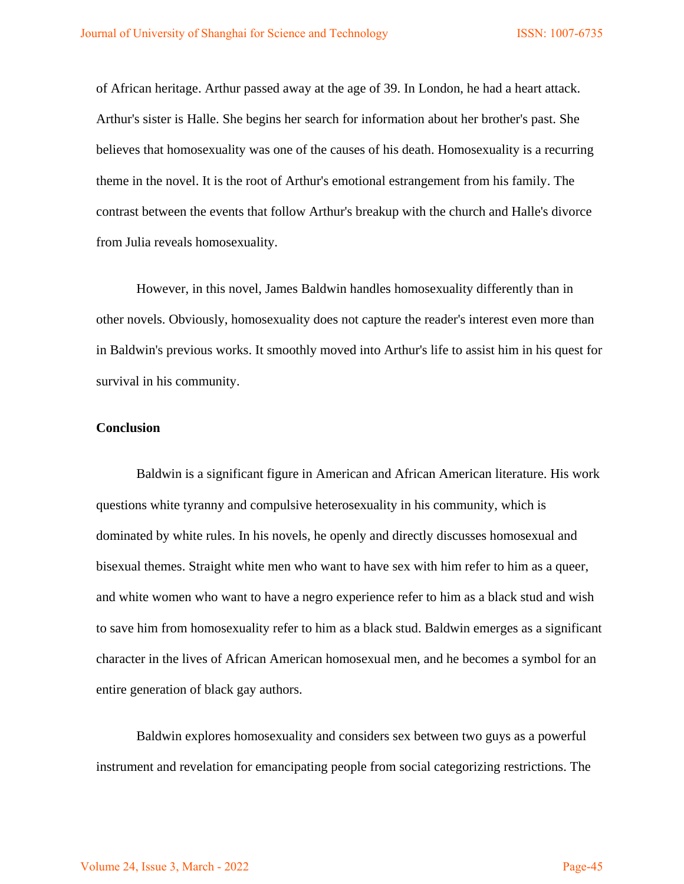of African heritage. Arthur passed away at the age of 39. In London, he had a heart attack. Arthur's sister is Halle. She begins her search for information about her brother's past. She believes that homosexuality was one of the causes of his death. Homosexuality is a recurring theme in the novel. It is the root of Arthur's emotional estrangement from his family. The contrast between the events that follow Arthur's breakup with the church and Halle's divorce from Julia reveals homosexuality.

However, in this novel, James Baldwin handles homosexuality differently than in other novels. Obviously, homosexuality does not capture the reader's interest even more than in Baldwin's previous works. It smoothly moved into Arthur's life to assist him in his quest for survival in his community.

**Conclusion**

Baldwin is a significant figure in American and African American literature. His work questions white tyranny and compulsive heterosexuality in his community, which is dominated by white rules. In his novels, he openly and directly discusses homosexual and bisexual themes. Straight white men who want to have sex with him refer to him as a queer, and white women who want to have a negro experience refer to him as a black stud and wish to save him from homosexuality refer to him as a black stud. Baldwin emerges as a significant character in the lives of African American homosexual men, and he becomes a symbol for an entire generation of black gay authors.

Baldwin explores homosexuality and considers sex between two guys as a powerful instrument and revelation for emancipating people from social categorizing restrictions. The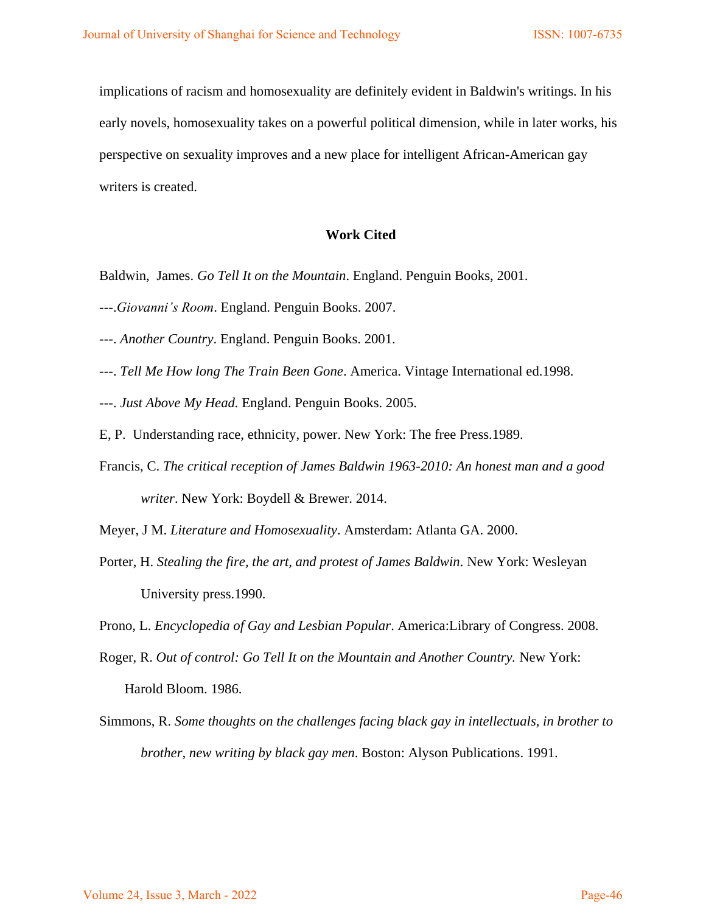implications of racism and homosexuality are definitely evident in Baldwin's writings. In his early novels, homosexuality takes on a powerful political dimension, while in later works, his perspective on sexuality improves and a new place for intelligent African-American gay writers is created.

## Work Cited

Baldwin, James. *Go Tell It on the Mountain*. England. Penguin Books, 2001.

---.*Giovanni's Room*. England. Penguin Books. 2007.

---. *Another Country*. England. Penguin Books. 2001.

---. *Tell Me How long The Train Been Gone*. America. Vintage International ed.1998.

---. *Just Above My Head.* England. Penguin Books. 2005.

E, P. Understanding race, ethnicity, power. New York: The free Press.1989.

Francis, C. *The critical reception of James Baldwin 1963-2010: An honest man and a good writer*. New York: Boydell & Brewer. 2014.

Meyer, J M. *Literature and Homosexuality*. Amsterdam: Atlanta GA. 2000.

Porter, H. *Stealing the fire, the art, and protest of James Baldwin*. New York: Wesleyan University press.1990.

Prono, L. *Encyclopedia of Gay and Lesbian Popular*. America:Library of Congress. 2008.

Roger, R. *Out of control: Go Tell It on the Mountain and Another Country.* New York: Harold Bloom. 1986.

Simmons, R. *Some thoughts on the challenges facing black gay in intellectuals, in brother to brother, new writing by black gay men*. Boston: Alyson Publications. 1991.